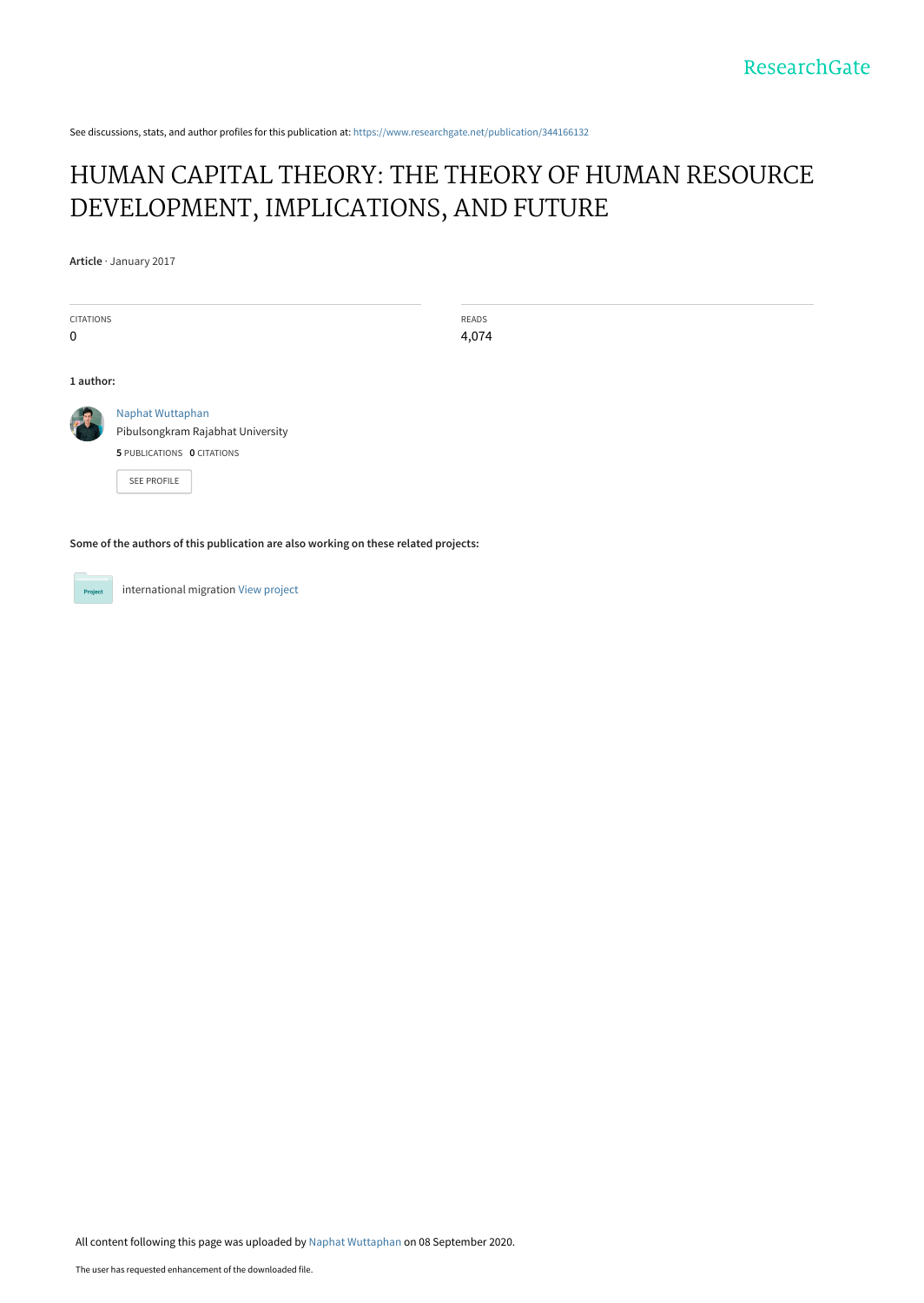See discussions, stats, and author profiles for this publication at: https://www.researchgate.net/publication/344166132

# HUMAN CAPITAL THEORY: THE THEORY OF HUMAN RESOURCE DEVELOPMENT, IMPLICATIONS, AND FUTURE

**Article** · January 2017

| CITATIONS | READS |
|---|---|
| 0 | 4,074 |

**1 author:**

Naphat Wuttaphan
Pibulsongkram Rajabhat University
**5** PUBLICATIONS **0** CITATIONS

SEE PROFILE

**Some of the authors of this publication are also working on these related projects:**

international migration View project

All content following this page was uploaded by Naphat Wuttaphan on 08 September 2020.

The user has requested enhancement of the downloaded file.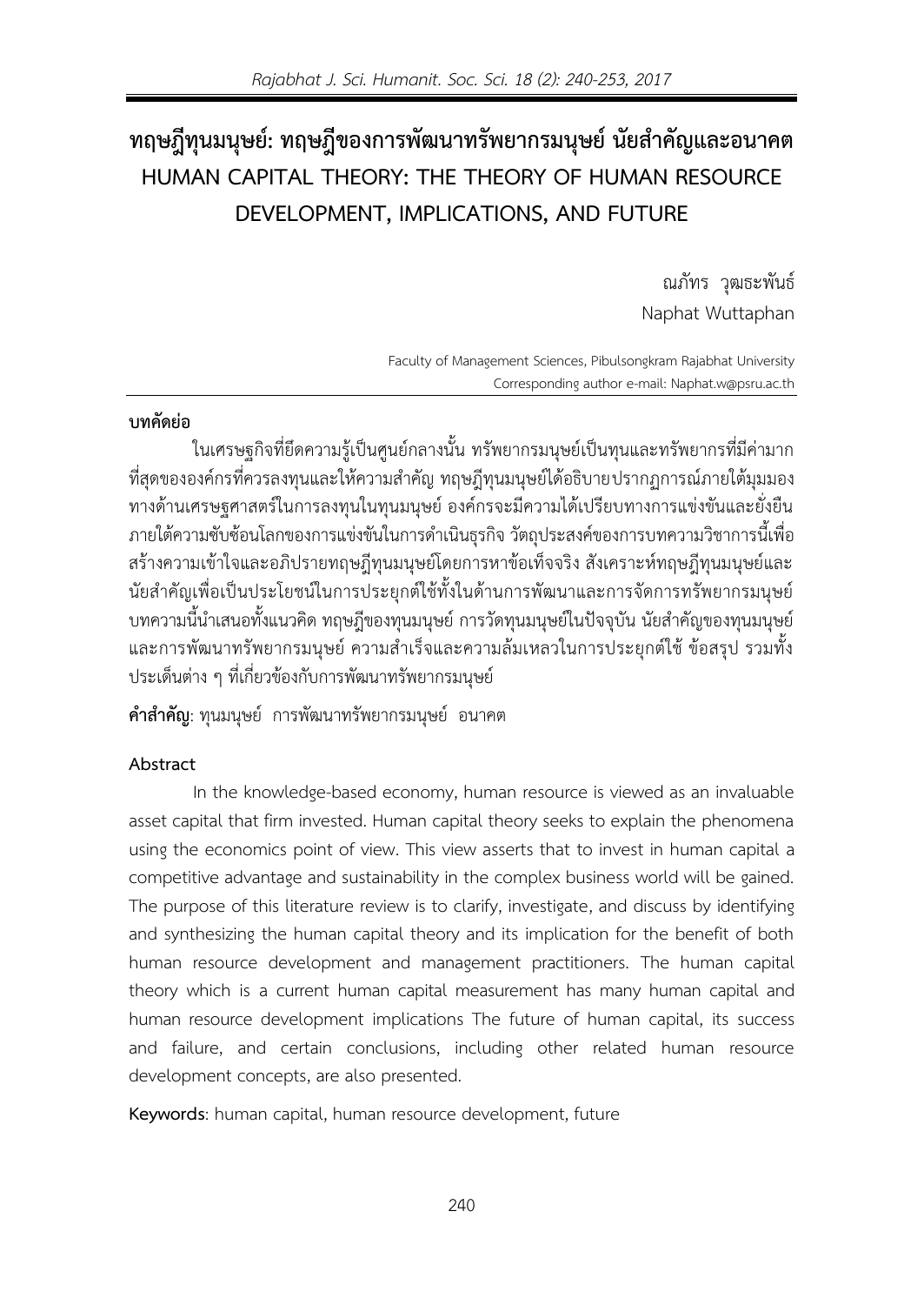# ทฤษฎีทุนมนุษย์: ทฤษฎีของการพัฒนาทรัพยากรมนุษย์ นัยสำคัญและอนาคต
# HUMAN CAPITAL THEORY: THE THEORY OF HUMAN RESOURCE DEVELOPMENT, IMPLICATIONS, AND FUTURE

ณภัทร วุฒธะพันธ์
Naphat Wuttaphan

Faculty of Management Sciences, Pibulsongkram Rajabhat University
Corresponding author e-mail: Naphat.w@psru.ac.th

## บทคัดย่อ

ในเศรษฐกิจที่ยึดความรู้เป็นศูนย์กลางนั้น ทรัพยากรมนุษย์เป็นทุนและทรัพยากรที่มีค่ามากที่สุดขององค์กรที่ควรลงทุนและให้ความสำคัญ ทฤษฎีทุนมนุษย์ได้อธิบายปรากฏการณ์ภายใต้มุมมองทางด้านเศรษฐศาสตร์ในการลงทุนในทุนมนุษย์ องค์กรจะมีความได้เปรียบทางการแข่งขันและยั่งยืนภายใต้ความซับซ้อนโลกของการแข่งขันในการดำเนินธุรกิจ วัตถุประสงค์ของการบทความวิชาการนี้เพื่อสร้างความเข้าใจและอภิปรายทฤษฎีทุนมนุษย์โดยการหาข้อเท็จจริง สังเคราะห์ทฤษฎีทุนมนุษย์และนัยสำคัญเพื่อเป็นประโยชน์ในการประยุกต์ใช้ทั้งในด้านการพัฒนาและการจัดการทรัพยากรมนุษย์ บทความนี้นำเสนอทั้งแนวคิด ทฤษฎีของทุนมนุษย์ การวัดทุนมนุษย์ในปัจจุบัน นัยสำคัญของทุนมนุษย์และการพัฒนาทรัพยากรมนุษย์ ความสำเร็จและความล้มเหลวในการประยุกต์ใช้ ข้อสรุป รวมทั้งประเด็นต่าง ๆ ที่เกี่ยวข้องกับการพัฒนาทรัพยากรมนุษย์

**คำสำคัญ**: ทุนมนุษย์ การพัฒนาทรัพยากรมนุษย์ อนาคต

## Abstract

In the knowledge-based economy, human resource is viewed as an invaluable asset capital that firm invested. Human capital theory seeks to explain the phenomena using the economics point of view. This view asserts that to invest in human capital a competitive advantage and sustainability in the complex business world will be gained. The purpose of this literature review is to clarify, investigate, and discuss by identifying and synthesizing the human capital theory and its implication for the benefit of both human resource development and management practitioners. The human capital theory which is a current human capital measurement has many human capital and human resource development implications The future of human capital, its success and failure, and certain conclusions, including other related human resource development concepts, are also presented.

**Keywords**: human capital, human resource development, future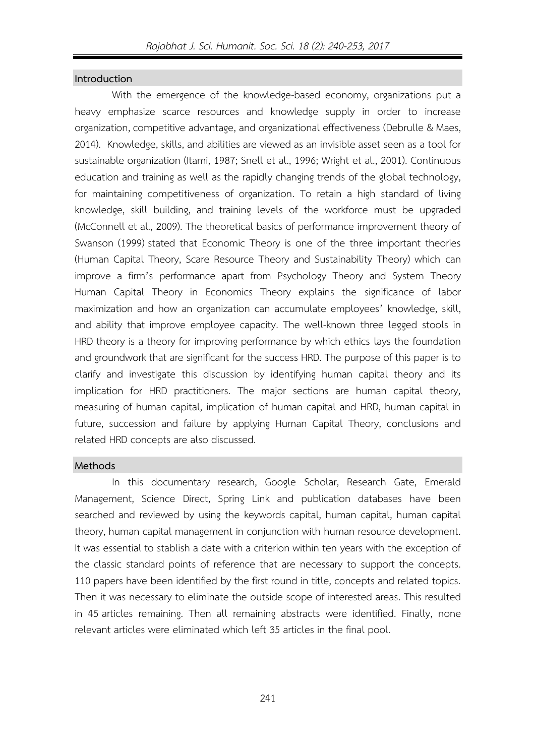## Introduction

With the emergence of the knowledge-based economy, organizations put a heavy emphasize scarce resources and knowledge supply in order to increase organization, competitive advantage, and organizational effectiveness (Debrulle & Maes, 2014). Knowledge, skills, and abilities are viewed as an invisible asset seen as a tool for sustainable organization (Itami, 1987; Snell et al., 1996; Wright et al., 2001). Continuous education and training as well as the rapidly changing trends of the global technology, for maintaining competitiveness of organization. To retain a high standard of living knowledge, skill building, and training levels of the workforce must be upgraded (McConnell et al., 2009). The theoretical basics of performance improvement theory of Swanson (1999) stated that Economic Theory is one of the three important theories (Human Capital Theory, Scare Resource Theory and Sustainability Theory) which can improve a firm's performance apart from Psychology Theory and System Theory Human Capital Theory in Economics Theory explains the significance of labor maximization and how an organization can accumulate employees' knowledge, skill, and ability that improve employee capacity. The well-known three legged stools in HRD theory is a theory for improving performance by which ethics lays the foundation and groundwork that are significant for the success HRD. The purpose of this paper is to clarify and investigate this discussion by identifying human capital theory and its implication for HRD practitioners. The major sections are human capital theory, measuring of human capital, implication of human capital and HRD, human capital in future, succession and failure by applying Human Capital Theory, conclusions and related HRD concepts are also discussed.

## Methods

In this documentary research, Google Scholar, Research Gate, Emerald Management, Science Direct, Spring Link and publication databases have been searched and reviewed by using the keywords capital, human capital, human capital theory, human capital management in conjunction with human resource development. It was essential to stablish a date with a criterion within ten years with the exception of the classic standard points of reference that are necessary to support the concepts. 110 papers have been identified by the first round in title, concepts and related topics. Then it was necessary to eliminate the outside scope of interested areas. This resulted in 45 articles remaining. Then all remaining abstracts were identified. Finally, none relevant articles were eliminated which left 35 articles in the final pool.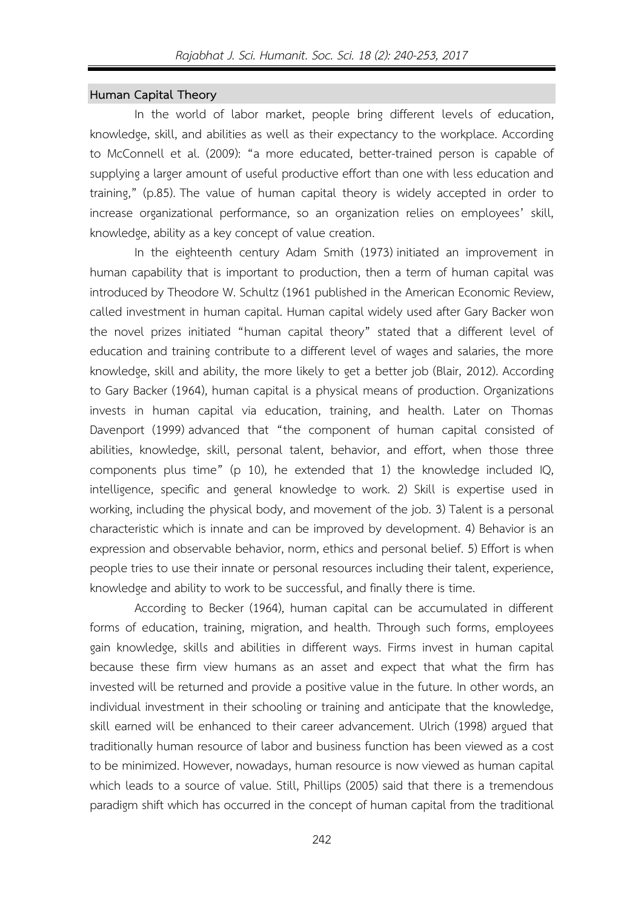## Human Capital Theory

In the world of labor market, people bring different levels of education, knowledge, skill, and abilities as well as their expectancy to the workplace. According to McConnell et al. (2009): "a more educated, better-trained person is capable of supplying a larger amount of useful productive effort than one with less education and training," (p.85). The value of human capital theory is widely accepted in order to increase organizational performance, so an organization relies on employees' skill, knowledge, ability as a key concept of value creation.

In the eighteenth century Adam Smith (1973) initiated an improvement in human capability that is important to production, then a term of human capital was introduced by Theodore W. Schultz (1961 published in the American Economic Review, called investment in human capital. Human capital widely used after Gary Backer won the novel prizes initiated "human capital theory" stated that a different level of education and training contribute to a different level of wages and salaries, the more knowledge, skill and ability, the more likely to get a better job (Blair, 2012). According to Gary Backer (1964), human capital is a physical means of production. Organizations invests in human capital via education, training, and health. Later on Thomas Davenport (1999) advanced that "the component of human capital consisted of abilities, knowledge, skill, personal talent, behavior, and effort, when those three components plus time" (p 10), he extended that 1) the knowledge included IQ, intelligence, specific and general knowledge to work. 2) Skill is expertise used in working, including the physical body, and movement of the job. 3) Talent is a personal characteristic which is innate and can be improved by development. 4) Behavior is an expression and observable behavior, norm, ethics and personal belief. 5) Effort is when people tries to use their innate or personal resources including their talent, experience, knowledge and ability to work to be successful, and finally there is time.

According to Becker (1964), human capital can be accumulated in different forms of education, training, migration, and health. Through such forms, employees gain knowledge, skills and abilities in different ways. Firms invest in human capital because these firm view humans as an asset and expect that what the firm has invested will be returned and provide a positive value in the future. In other words, an individual investment in their schooling or training and anticipate that the knowledge, skill earned will be enhanced to their career advancement. Ulrich (1998) argued that traditionally human resource of labor and business function has been viewed as a cost to be minimized. However, nowadays, human resource is now viewed as human capital which leads to a source of value. Still, Phillips (2005) said that there is a tremendous paradigm shift which has occurred in the concept of human capital from the traditional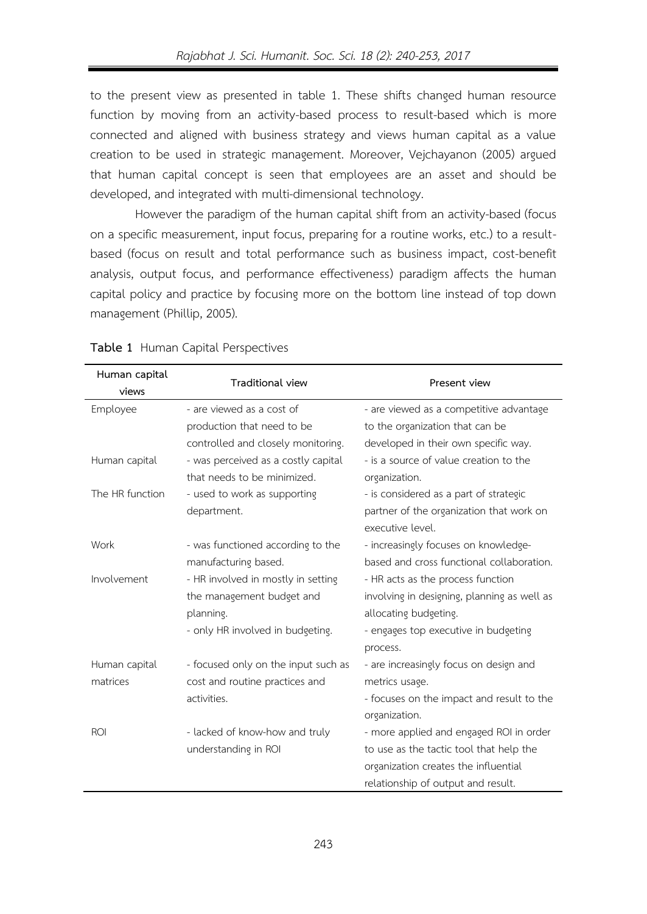to the present view as presented in table 1. These shifts changed human resource function by moving from an activity-based process to result-based which is more connected and aligned with business strategy and views human capital as a value creation to be used in strategic management. Moreover, Vejchayanon (2005) argued that human capital concept is seen that employees are an asset and should be developed, and integrated with multi-dimensional technology.

However the paradigm of the human capital shift from an activity-based (focus on a specific measurement, input focus, preparing for a routine works, etc.) to a result-based (focus on result and total performance such as business impact, cost-benefit analysis, output focus, and performance effectiveness) paradigm affects the human capital policy and practice by focusing more on the bottom line instead of top down management (Phillip, 2005).

**Table 1** Human Capital Perspectives

| Human capital views | Traditional view | Present view |
|---|---|---|
| Employee | - are viewed as a cost of production that need to be controlled and closely monitoring. | - are viewed as a competitive advantage to the organization that can be developed in their own specific way. |
| Human capital | - was perceived as a costly capital that needs to be minimized. | - is a source of value creation to the organization. |
| The HR function | - used to work as supporting department. | - is considered as a part of strategic partner of the organization that work on executive level. |
| Work | - was functioned according to the manufacturing based. | - increasingly focuses on knowledge-based and cross functional collaboration. |
| Involvement | - HR involved in mostly in setting the management budget and planning.<br>- only HR involved in budgeting. | - HR acts as the process function involving in designing, planning as well as allocating budgeting.<br>- engages top executive in budgeting process. |
| Human capital matrices | - focused only on the input such as cost and routine practices and activities. | - are increasingly focus on design and metrics usage.<br>- focuses on the impact and result to the organization. |
| ROI | - lacked of know-how and truly understanding in ROI | - more applied and engaged ROI in order to use as the tactic tool that help the organization creates the influential relationship of output and result. |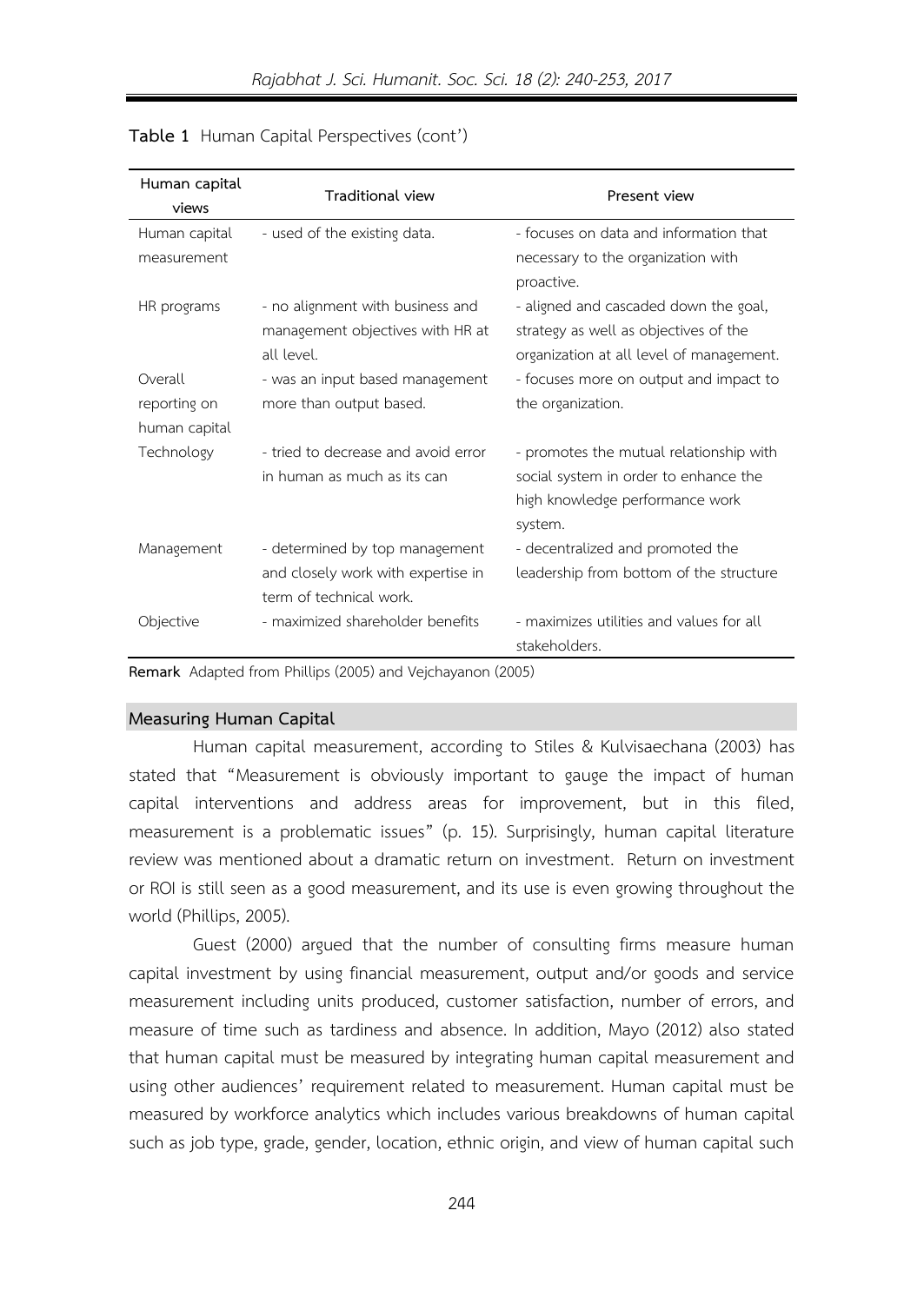**Table 1** Human Capital Perspectives (cont')

| Human capital views | Traditional view | Present view |
|---|---|---|
| Human capital measurement | - used of the existing data. | - focuses on data and information that necessary to the organization with proactive. |
| HR programs | - no alignment with business and management objectives with HR at all level. | - aligned and cascaded down the goal, strategy as well as objectives of the organization at all level of management. |
| Overall reporting on human capital | - was an input based management more than output based. | - focuses more on output and impact to the organization. |
| Technology | - tried to decrease and avoid error in human as much as its can | - promotes the mutual relationship with social system in order to enhance the high knowledge performance work system. |
| Management | - determined by top management and closely work with expertise in term of technical work. | - decentralized and promoted the leadership from bottom of the structure |
| Objective | - maximized shareholder benefits | - maximizes utilities and values for all stakeholders. |

**Remark** Adapted from Phillips (2005) and Vejchayanon (2005)

## Measuring Human Capital

Human capital measurement, according to Stiles & Kulvisaechana (2003) has stated that "Measurement is obviously important to gauge the impact of human capital interventions and address areas for improvement, but in this filed, measurement is a problematic issues" (p. 15). Surprisingly, human capital literature review was mentioned about a dramatic return on investment. Return on investment or ROI is still seen as a good measurement, and its use is even growing throughout the world (Phillips, 2005).

Guest (2000) argued that the number of consulting firms measure human capital investment by using financial measurement, output and/or goods and service measurement including units produced, customer satisfaction, number of errors, and measure of time such as tardiness and absence. In addition, Mayo (2012) also stated that human capital must be measured by integrating human capital measurement and using other audiences' requirement related to measurement. Human capital must be measured by workforce analytics which includes various breakdowns of human capital such as job type, grade, gender, location, ethnic origin, and view of human capital such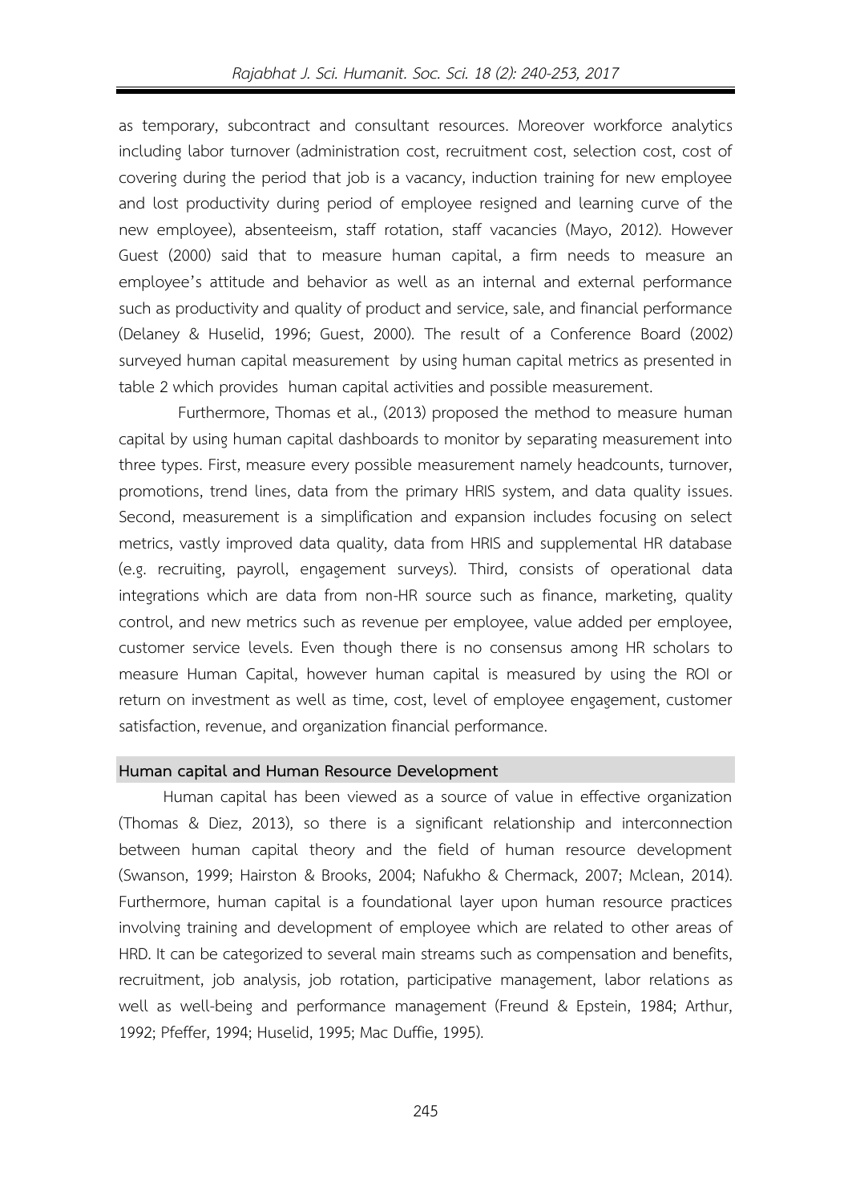as temporary, subcontract and consultant resources. Moreover workforce analytics including labor turnover (administration cost, recruitment cost, selection cost, cost of covering during the period that job is a vacancy, induction training for new employee and lost productivity during period of employee resigned and learning curve of the new employee), absenteeism, staff rotation, staff vacancies (Mayo, 2012). However Guest (2000) said that to measure human capital, a firm needs to measure an employee's attitude and behavior as well as an internal and external performance such as productivity and quality of product and service, sale, and financial performance (Delaney & Huselid, 1996; Guest, 2000). The result of a Conference Board (2002) surveyed human capital measurement by using human capital metrics as presented in table 2 which provides human capital activities and possible measurement.

Furthermore, Thomas et al., (2013) proposed the method to measure human capital by using human capital dashboards to monitor by separating measurement into three types. First, measure every possible measurement namely headcounts, turnover, promotions, trend lines, data from the primary HRIS system, and data quality issues. Second, measurement is a simplification and expansion includes focusing on select metrics, vastly improved data quality, data from HRIS and supplemental HR database (e.g. recruiting, payroll, engagement surveys). Third, consists of operational data integrations which are data from non-HR source such as finance, marketing, quality control, and new metrics such as revenue per employee, value added per employee, customer service levels. Even though there is no consensus among HR scholars to measure Human Capital, however human capital is measured by using the ROI or return on investment as well as time, cost, level of employee engagement, customer satisfaction, revenue, and organization financial performance.

## Human capital and Human Resource Development

Human capital has been viewed as a source of value in effective organization (Thomas & Diez, 2013), so there is a significant relationship and interconnection between human capital theory and the field of human resource development (Swanson, 1999; Hairston & Brooks, 2004; Nafukho & Chermack, 2007; Mclean, 2014). Furthermore, human capital is a foundational layer upon human resource practices involving training and development of employee which are related to other areas of HRD. It can be categorized to several main streams such as compensation and benefits, recruitment, job analysis, job rotation, participative management, labor relations as well as well-being and performance management (Freund & Epstein, 1984; Arthur, 1992; Pfeffer, 1994; Huselid, 1995; Mac Duffie, 1995).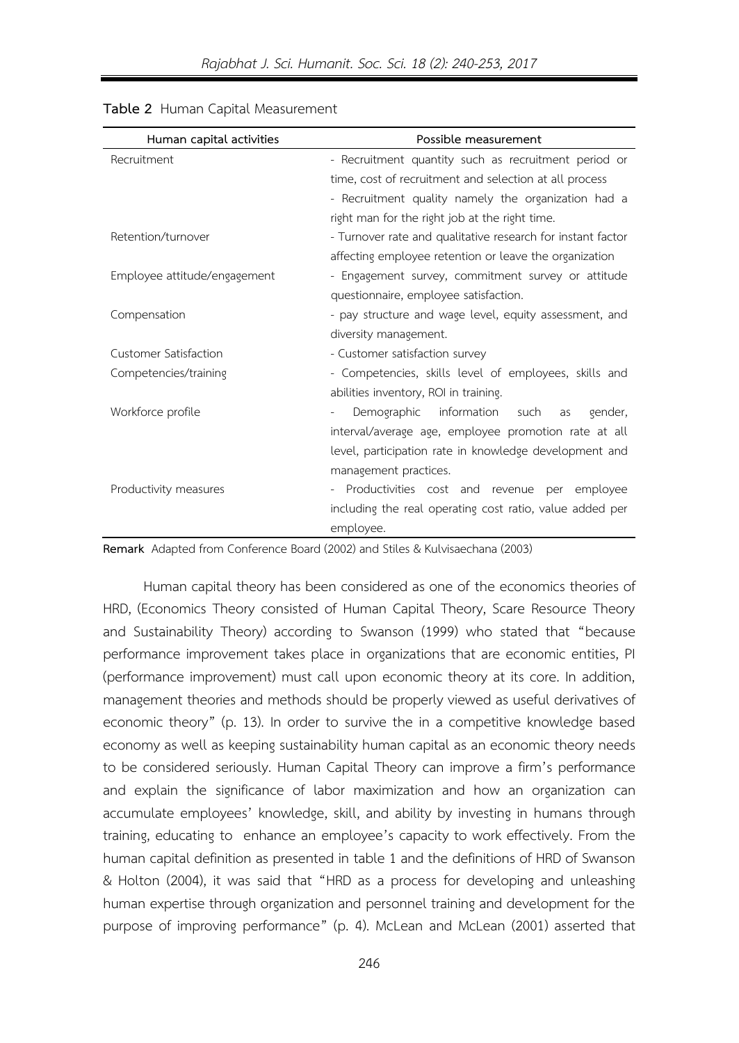**Table 2** Human Capital Measurement

| Human capital activities | Possible measurement |
|---|---|
| Recruitment | - Recruitment quantity such as recruitment period or time, cost of recruitment and selection at all process<br>- Recruitment quality namely the organization had a right man for the right job at the right time. |
| Retention/turnover | - Turnover rate and qualitative research for instant factor affecting employee retention or leave the organization |
| Employee attitude/engagement | - Engagement survey, commitment survey or attitude questionnaire, employee satisfaction. |
| Compensation | - pay structure and wage level, equity assessment, and diversity management. |
| Customer Satisfaction | - Customer satisfaction survey |
| Competencies/training | - Competencies, skills level of employees, skills and abilities inventory, ROI in training. |
| Workforce profile | - Demographic information such as gender, interval/average age, employee promotion rate at all level, participation rate in knowledge development and management practices. |
| Productivity measures | - Productivities cost and revenue per employee including the real operating cost ratio, value added per employee. |

**Remark** Adapted from Conference Board (2002) and Stiles & Kulvisaechana (2003)

Human capital theory has been considered as one of the economics theories of HRD, (Economics Theory consisted of Human Capital Theory, Scare Resource Theory and Sustainability Theory) according to Swanson (1999) who stated that "because performance improvement takes place in organizations that are economic entities, PI (performance improvement) must call upon economic theory at its core. In addition, management theories and methods should be properly viewed as useful derivatives of economic theory" (p. 13). In order to survive the in a competitive knowledge based economy as well as keeping sustainability human capital as an economic theory needs to be considered seriously. Human Capital Theory can improve a firm's performance and explain the significance of labor maximization and how an organization can accumulate employees' knowledge, skill, and ability by investing in humans through training, educating to enhance an employee's capacity to work effectively. From the human capital definition as presented in table 1 and the definitions of HRD of Swanson & Holton (2004), it was said that "HRD as a process for developing and unleashing human expertise through organization and personnel training and development for the purpose of improving performance" (p. 4). McLean and McLean (2001) asserted that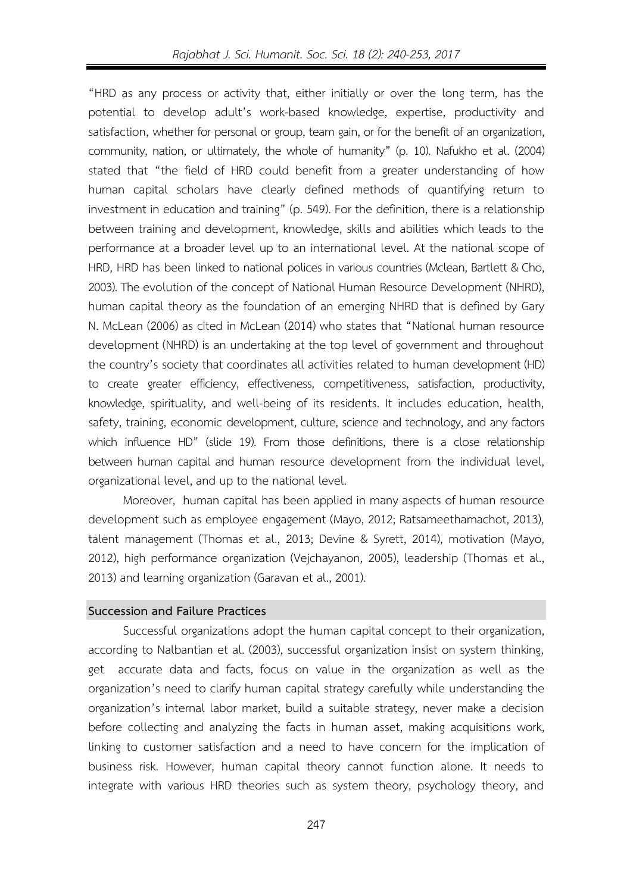"HRD as any process or activity that, either initially or over the long term, has the potential to develop adult's work-based knowledge, expertise, productivity and satisfaction, whether for personal or group, team gain, or for the benefit of an organization, community, nation, or ultimately, the whole of humanity" (p. 10). Nafukho et al. (2004) stated that "the field of HRD could benefit from a greater understanding of how human capital scholars have clearly defined methods of quantifying return to investment in education and training" (p. 549). For the definition, there is a relationship between training and development, knowledge, skills and abilities which leads to the performance at a broader level up to an international level. At the national scope of HRD, HRD has been linked to national polices in various countries (Mclean, Bartlett & Cho, 2003). The evolution of the concept of National Human Resource Development (NHRD), human capital theory as the foundation of an emerging NHRD that is defined by Gary N. McLean (2006) as cited in McLean (2014) who states that "National human resource development (NHRD) is an undertaking at the top level of government and throughout the country's society that coordinates all activities related to human development (HD) to create greater efficiency, effectiveness, competitiveness, satisfaction, productivity, knowledge, spirituality, and well-being of its residents. It includes education, health, safety, training, economic development, culture, science and technology, and any factors which influence HD" (slide 19). From those definitions, there is a close relationship between human capital and human resource development from the individual level, organizational level, and up to the national level.

Moreover, human capital has been applied in many aspects of human resource development such as employee engagement (Mayo, 2012; Ratsameethamachot, 2013), talent management (Thomas et al., 2013; Devine & Syrett, 2014), motivation (Mayo, 2012), high performance organization (Vejchayanon, 2005), leadership (Thomas et al., 2013) and learning organization (Garavan et al., 2001).

## Succession and Failure Practices

Successful organizations adopt the human capital concept to their organization, according to Nalbantian et al. (2003), successful organization insist on system thinking, get accurate data and facts, focus on value in the organization as well as the organization's need to clarify human capital strategy carefully while understanding the organization's internal labor market, build a suitable strategy, never make a decision before collecting and analyzing the facts in human asset, making acquisitions work, linking to customer satisfaction and a need to have concern for the implication of business risk. However, human capital theory cannot function alone. It needs to integrate with various HRD theories such as system theory, psychology theory, and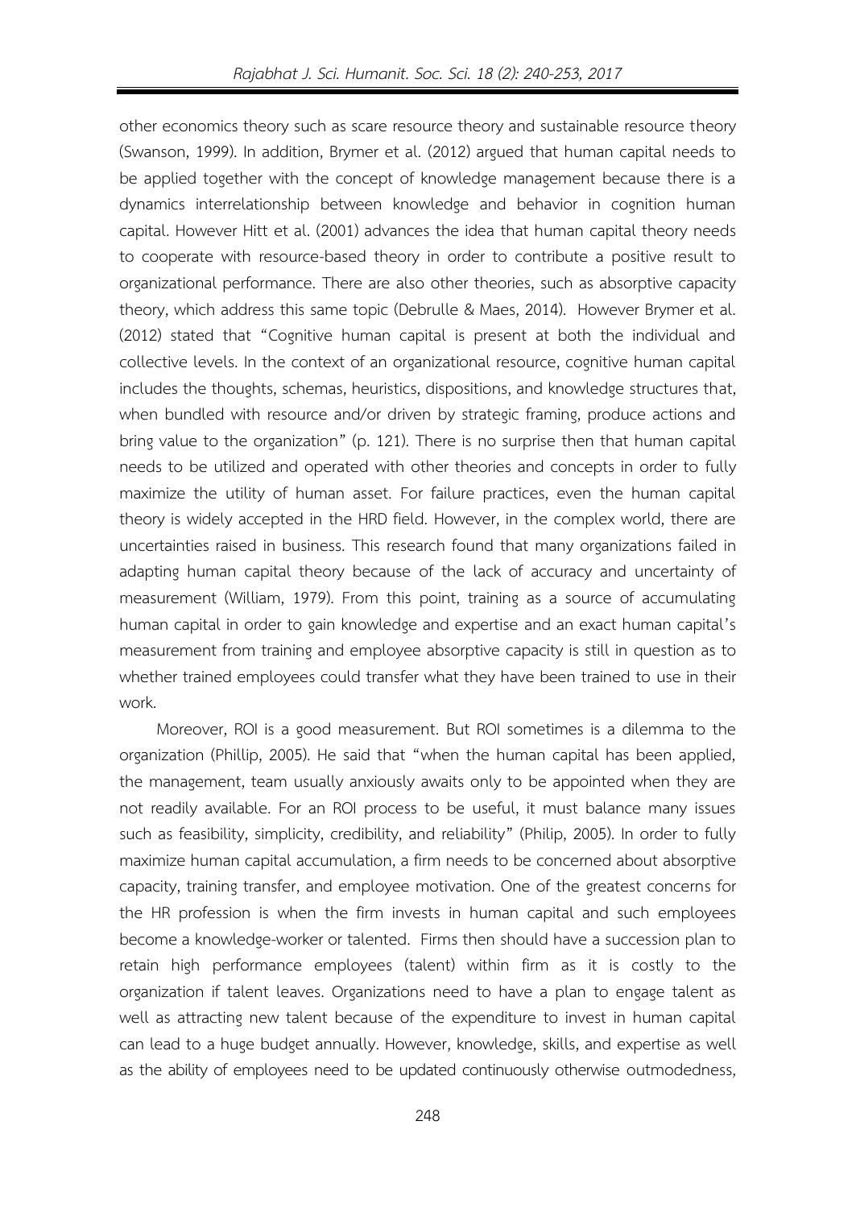other economics theory such as scare resource theory and sustainable resource theory (Swanson, 1999). In addition, Brymer et al. (2012) argued that human capital needs to be applied together with the concept of knowledge management because there is a dynamics interrelationship between knowledge and behavior in cognition human capital. However Hitt et al. (2001) advances the idea that human capital theory needs to cooperate with resource-based theory in order to contribute a positive result to organizational performance. There are also other theories, such as absorptive capacity theory, which address this same topic (Debrulle & Maes, 2014). However Brymer et al. (2012) stated that "Cognitive human capital is present at both the individual and collective levels. In the context of an organizational resource, cognitive human capital includes the thoughts, schemas, heuristics, dispositions, and knowledge structures that, when bundled with resource and/or driven by strategic framing, produce actions and bring value to the organization" (p. 121). There is no surprise then that human capital needs to be utilized and operated with other theories and concepts in order to fully maximize the utility of human asset. For failure practices, even the human capital theory is widely accepted in the HRD field. However, in the complex world, there are uncertainties raised in business. This research found that many organizations failed in adapting human capital theory because of the lack of accuracy and uncertainty of measurement (William, 1979). From this point, training as a source of accumulating human capital in order to gain knowledge and expertise and an exact human capital's measurement from training and employee absorptive capacity is still in question as to whether trained employees could transfer what they have been trained to use in their work.

Moreover, ROI is a good measurement. But ROI sometimes is a dilemma to the organization (Phillip, 2005). He said that "when the human capital has been applied, the management, team usually anxiously awaits only to be appointed when they are not readily available. For an ROI process to be useful, it must balance many issues such as feasibility, simplicity, credibility, and reliability" (Philip, 2005). In order to fully maximize human capital accumulation, a firm needs to be concerned about absorptive capacity, training transfer, and employee motivation. One of the greatest concerns for the HR profession is when the firm invests in human capital and such employees become a knowledge-worker or talented. Firms then should have a succession plan to retain high performance employees (talent) within firm as it is costly to the organization if talent leaves. Organizations need to have a plan to engage talent as well as attracting new talent because of the expenditure to invest in human capital can lead to a huge budget annually. However, knowledge, skills, and expertise as well as the ability of employees need to be updated continuously otherwise outmodedness,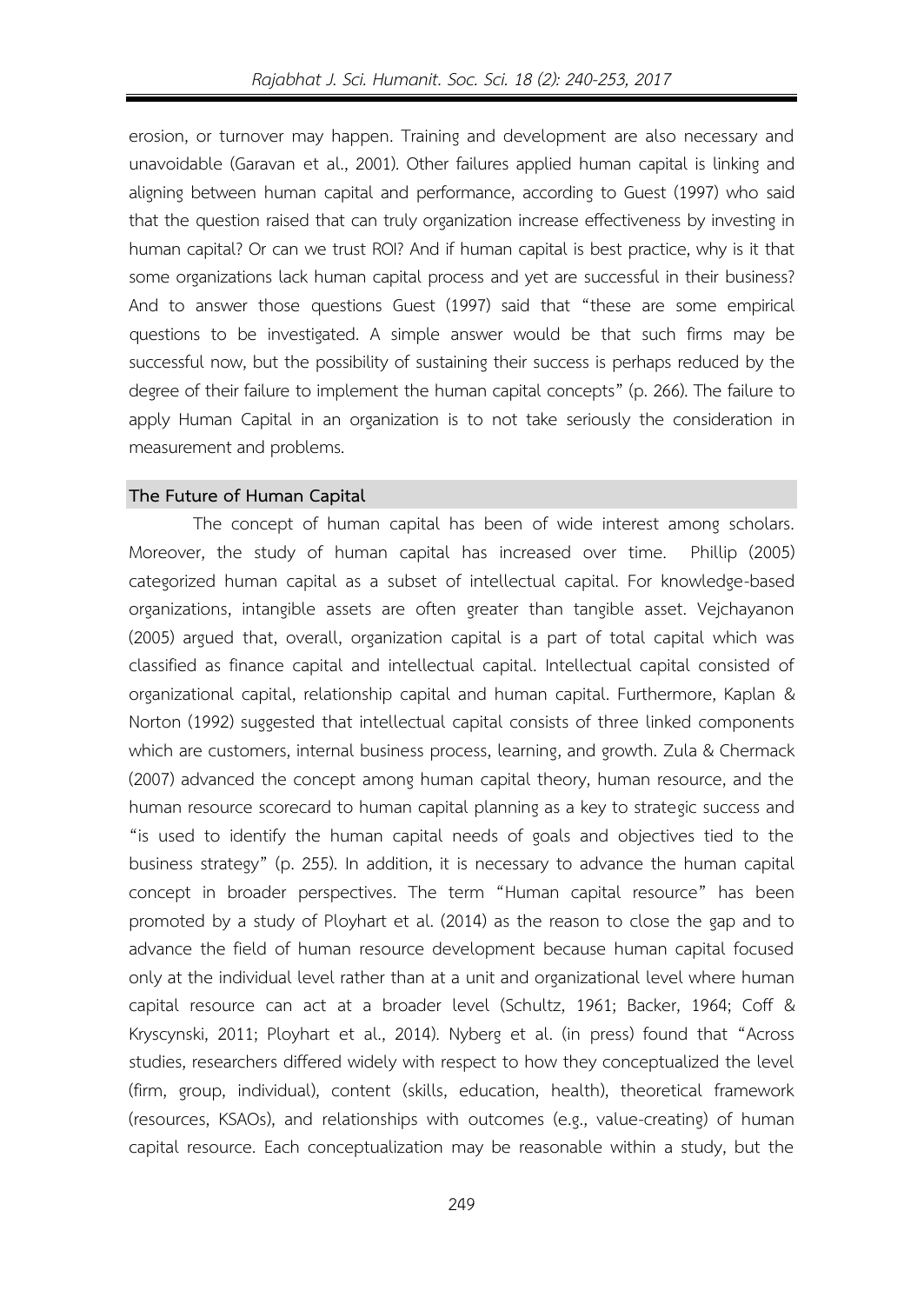erosion, or turnover may happen. Training and development are also necessary and unavoidable (Garavan et al., 2001). Other failures applied human capital is linking and aligning between human capital and performance, according to Guest (1997) who said that the question raised that can truly organization increase effectiveness by investing in human capital? Or can we trust ROI? And if human capital is best practice, why is it that some organizations lack human capital process and yet are successful in their business? And to answer those questions Guest (1997) said that "these are some empirical questions to be investigated. A simple answer would be that such firms may be successful now, but the possibility of sustaining their success is perhaps reduced by the degree of their failure to implement the human capital concepts" (p. 266). The failure to apply Human Capital in an organization is to not take seriously the consideration in measurement and problems.

## The Future of Human Capital

The concept of human capital has been of wide interest among scholars. Moreover, the study of human capital has increased over time. Phillip (2005) categorized human capital as a subset of intellectual capital. For knowledge-based organizations, intangible assets are often greater than tangible asset. Vejchayanon (2005) argued that, overall, organization capital is a part of total capital which was classified as finance capital and intellectual capital. Intellectual capital consisted of organizational capital, relationship capital and human capital. Furthermore, Kaplan & Norton (1992) suggested that intellectual capital consists of three linked components which are customers, internal business process, learning, and growth. Zula & Chermack (2007) advanced the concept among human capital theory, human resource, and the human resource scorecard to human capital planning as a key to strategic success and "is used to identify the human capital needs of goals and objectives tied to the business strategy" (p. 255). In addition, it is necessary to advance the human capital concept in broader perspectives. The term "Human capital resource" has been promoted by a study of Ployhart et al. (2014) as the reason to close the gap and to advance the field of human resource development because human capital focused only at the individual level rather than at a unit and organizational level where human capital resource can act at a broader level (Schultz, 1961; Backer, 1964; Coff & Kryscynski, 2011; Ployhart et al., 2014). Nyberg et al. (in press) found that "Across studies, researchers differed widely with respect to how they conceptualized the level (firm, group, individual), content (skills, education, health), theoretical framework (resources, KSAOs), and relationships with outcomes (e.g., value-creating) of human capital resource. Each conceptualization may be reasonable within a study, but the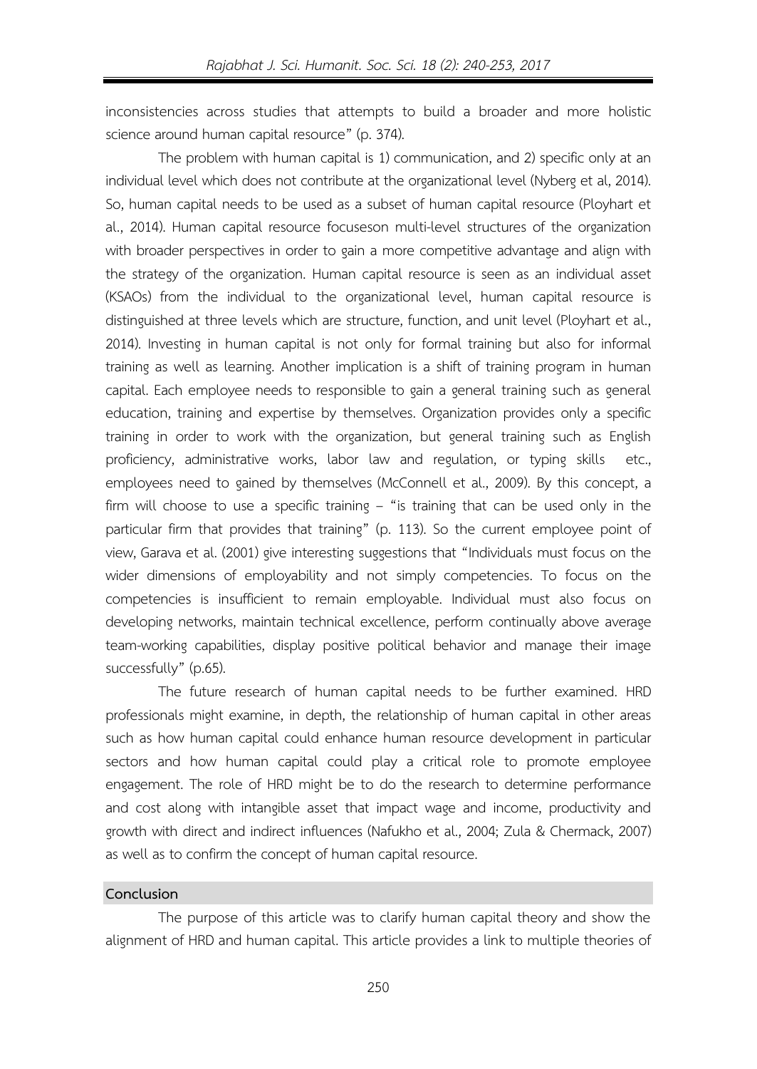inconsistencies across studies that attempts to build a broader and more holistic science around human capital resource" (p. 374).

The problem with human capital is 1) communication, and 2) specific only at an individual level which does not contribute at the organizational level (Nyberg et al, 2014). So, human capital needs to be used as a subset of human capital resource (Ployhart et al., 2014). Human capital resource focuseson multi-level structures of the organization with broader perspectives in order to gain a more competitive advantage and align with the strategy of the organization. Human capital resource is seen as an individual asset (KSAOs) from the individual to the organizational level, human capital resource is distinguished at three levels which are structure, function, and unit level (Ployhart et al., 2014). Investing in human capital is not only for formal training but also for informal training as well as learning. Another implication is a shift of training program in human capital. Each employee needs to responsible to gain a general training such as general education, training and expertise by themselves. Organization provides only a specific training in order to work with the organization, but general training such as English proficiency, administrative works, labor law and regulation, or typing skills etc., employees need to gained by themselves (McConnell et al., 2009). By this concept, a firm will choose to use a specific training – "is training that can be used only in the particular firm that provides that training" (p. 113). So the current employee point of view, Garava et al. (2001) give interesting suggestions that "Individuals must focus on the wider dimensions of employability and not simply competencies. To focus on the competencies is insufficient to remain employable. Individual must also focus on developing networks, maintain technical excellence, perform continually above average team-working capabilities, display positive political behavior and manage their image successfully" (p.65).

The future research of human capital needs to be further examined. HRD professionals might examine, in depth, the relationship of human capital in other areas such as how human capital could enhance human resource development in particular sectors and how human capital could play a critical role to promote employee engagement. The role of HRD might be to do the research to determine performance and cost along with intangible asset that impact wage and income, productivity and growth with direct and indirect influences (Nafukho et al., 2004; Zula & Chermack, 2007) as well as to confirm the concept of human capital resource.

## Conclusion

The purpose of this article was to clarify human capital theory and show the alignment of HRD and human capital. This article provides a link to multiple theories of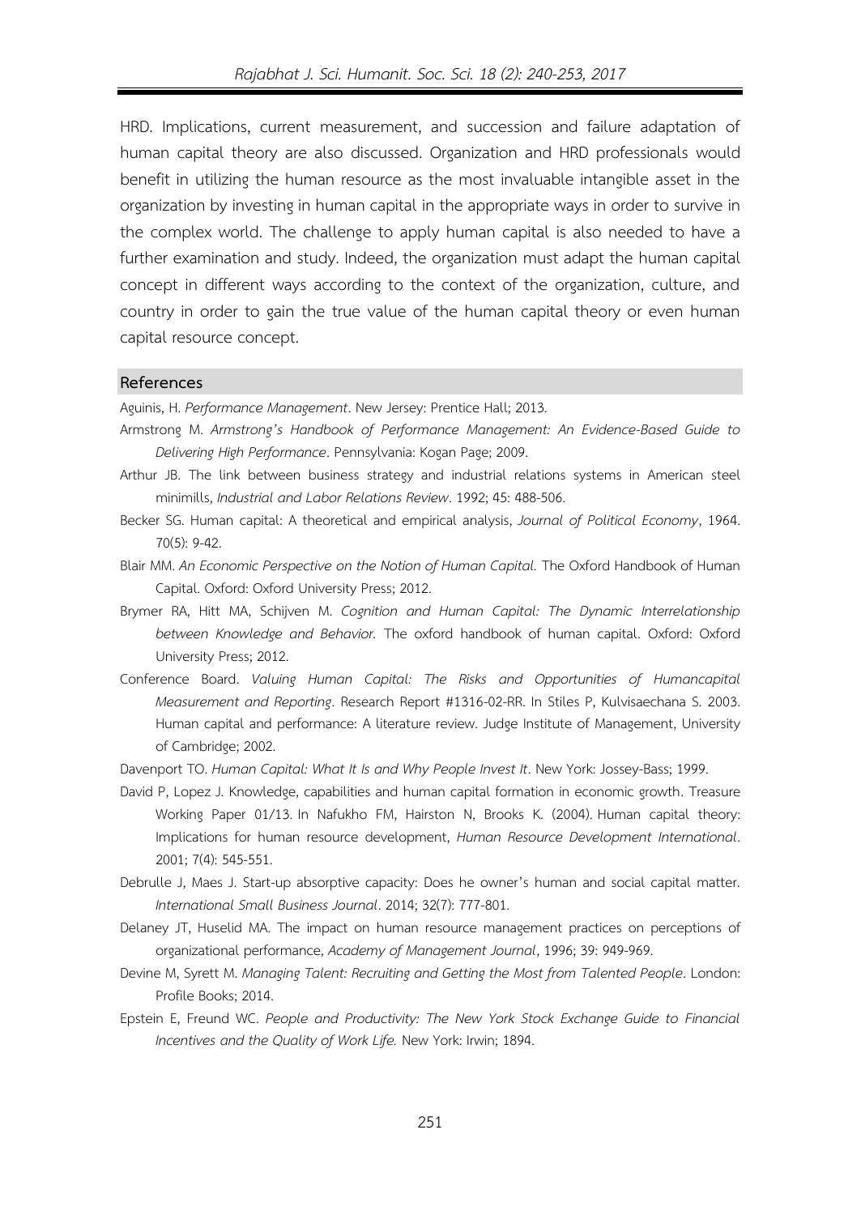HRD. Implications, current measurement, and succession and failure adaptation of human capital theory are also discussed. Organization and HRD professionals would benefit in utilizing the human resource as the most invaluable intangible asset in the organization by investing in human capital in the appropriate ways in order to survive in the complex world. The challenge to apply human capital is also needed to have a further examination and study. Indeed, the organization must adapt the human capital concept in different ways according to the context of the organization, culture, and country in order to gain the true value of the human capital theory or even human capital resource concept.

## References

Aguinis, H. *Performance Management*. New Jersey: Prentice Hall; 2013.

Armstrong M. *Armstrong's Handbook of Performance Management: An Evidence-Based Guide to Delivering High Performance*. Pennsylvania: Kogan Page; 2009.

Arthur JB. The link between business strategy and industrial relations systems in American steel minimills, *Industrial and Labor Relations Review*. 1992; 45: 488-506.

Becker SG. Human capital: A theoretical and empirical analysis, *Journal of Political Economy*, 1964. 70(5): 9-42.

Blair MM. *An Economic Perspective on the Notion of Human Capital.* The Oxford Handbook of Human Capital. Oxford: Oxford University Press; 2012.

Brymer RA, Hitt MA, Schijven M. *Cognition and Human Capital: The Dynamic Interrelationship between Knowledge and Behavior.* The oxford handbook of human capital. Oxford: Oxford University Press; 2012.

Conference Board. *Valuing Human Capital: The Risks and Opportunities of Humancapital Measurement and Reporting*. Research Report #1316-02-RR. In Stiles P, Kulvisaechana S. 2003. Human capital and performance: A literature review. Judge Institute of Management, University of Cambridge; 2002.

Davenport TO. *Human Capital: What It Is and Why People Invest It*. New York: Jossey-Bass; 1999.

David P, Lopez J. Knowledge, capabilities and human capital formation in economic growth. Treasure Working Paper 01/13. In Nafukho FM, Hairston N, Brooks K. (2004). Human capital theory: Implications for human resource development, *Human Resource Development International*. 2001; 7(4): 545-551.

Debrulle J, Maes J. Start-up absorptive capacity: Does he owner's human and social capital matter. *International Small Business Journal*. 2014; 32(7): 777-801.

Delaney JT, Huselid MA. The impact on human resource management practices on perceptions of organizational performance, *Academy of Management Journal*, 1996; 39: 949-969.

Devine M, Syrett M. *Managing Talent: Recruiting and Getting the Most from Talented People*. London: Profile Books; 2014.

Epstein E, Freund WC. *People and Productivity: The New York Stock Exchange Guide to Financial Incentives and the Quality of Work Life.* New York: Irwin; 1894.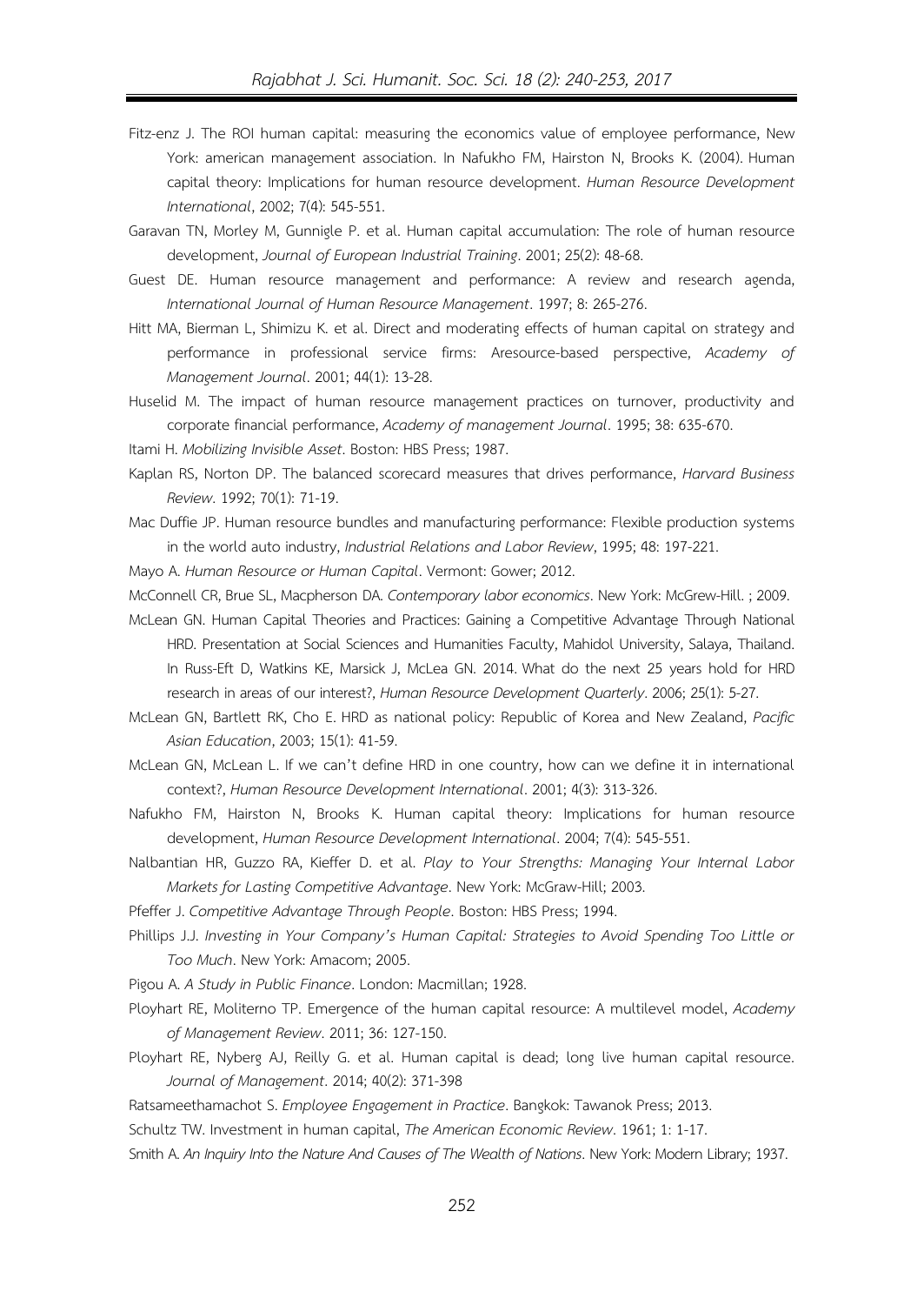Fitz-enz J. The ROI human capital: measuring the economics value of employee performance, New York: american management association. In Nafukho FM, Hairston N, Brooks K. (2004). Human capital theory: Implications for human resource development. *Human Resource Development International*, 2002; 7(4): 545-551.

Garavan TN, Morley M, Gunnigle P. et al. Human capital accumulation: The role of human resource development, *Journal of European Industrial Training*. 2001; 25(2): 48-68.

Guest DE. Human resource management and performance: A review and research agenda, *International Journal of Human Resource Management*. 1997; 8: 265-276.

Hitt MA, Bierman L, Shimizu K. et al. Direct and moderating effects of human capital on strategy and performance in professional service firms: Aresource-based perspective, *Academy of Management Journal*. 2001; 44(1): 13-28.

Huselid M. The impact of human resource management practices on turnover, productivity and corporate financial performance, *Academy of management Journal*. 1995; 38: 635-670.

Itami H. *Mobilizing Invisible Asset*. Boston: HBS Press; 1987.

Kaplan RS, Norton DP. The balanced scorecard measures that drives performance, *Harvard Business Review*. 1992; 70(1): 71-19.

Mac Duffie JP. Human resource bundles and manufacturing performance: Flexible production systems in the world auto industry, *Industrial Relations and Labor Review*, 1995; 48: 197-221.

Mayo A. *Human Resource or Human Capital*. Vermont: Gower; 2012.

McConnell CR, Brue SL, Macpherson DA. *Contemporary labor economics*. New York: McGrew-Hill. ; 2009.

McLean GN. Human Capital Theories and Practices: Gaining a Competitive Advantage Through National HRD. Presentation at Social Sciences and Humanities Faculty, Mahidol University, Salaya, Thailand. In Russ-Eft D, Watkins KE, Marsick J, McLea GN. 2014. What do the next 25 years hold for HRD research in areas of our interest?, *Human Resource Development Quarterly*. 2006; 25(1): 5-27.

McLean GN, Bartlett RK, Cho E. HRD as national policy: Republic of Korea and New Zealand, *Pacific Asian Education*, 2003; 15(1): 41-59.

McLean GN, McLean L. If we can't define HRD in one country, how can we define it in international context?, *Human Resource Development International*. 2001; 4(3): 313-326.

Nafukho FM, Hairston N, Brooks K. Human capital theory: Implications for human resource development, *Human Resource Development International*. 2004; 7(4): 545-551.

Nalbantian HR, Guzzo RA, Kieffer D. et al. *Play to Your Strengths: Managing Your Internal Labor Markets for Lasting Competitive Advantage*. New York: McGraw-Hill; 2003.

Pfeffer J. *Competitive Advantage Through People*. Boston: HBS Press; 1994.

Phillips J.J. *Investing in Your Company's Human Capital: Strategies to Avoid Spending Too Little or Too Much*. New York: Amacom; 2005.

Pigou A. *A Study in Public Finance*. London: Macmillan; 1928.

Ployhart RE, Moliterno TP. Emergence of the human capital resource: A multilevel model, *Academy of Management Review*. 2011; 36: 127-150.

Ployhart RE, Nyberg AJ, Reilly G. et al. Human capital is dead; long live human capital resource. *Journal of Management*. 2014; 40(2): 371-398

Ratsameethamachot S. *Employee Engagement in Practice*. Bangkok: Tawanok Press; 2013.

Schultz TW. Investment in human capital, *The American Economic Review*. 1961; 1: 1-17.

Smith A. *An Inquiry Into the Nature And Causes of The Wealth of Nations*. New York: Modern Library; 1937.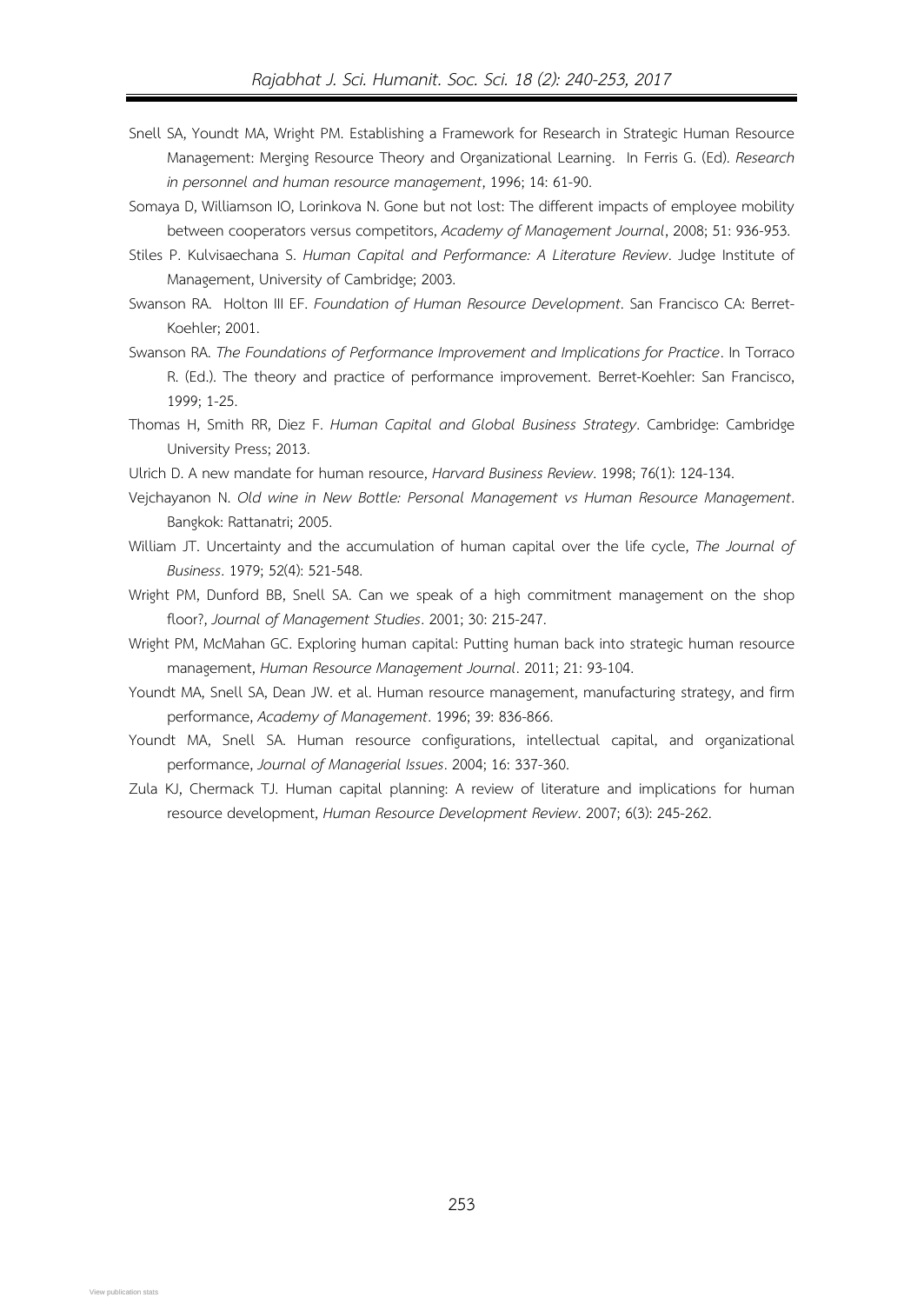Snell SA, Youndt MA, Wright PM. Establishing a Framework for Research in Strategic Human Resource Management: Merging Resource Theory and Organizational Learning. In Ferris G. (Ed). *Research in personnel and human resource management*, 1996; 14: 61-90.

Somaya D, Williamson IO, Lorinkova N. Gone but not lost: The different impacts of employee mobility between cooperators versus competitors, *Academy of Management Journal*, 2008; 51: 936-953.

Stiles P. Kulvisaechana S. *Human Capital and Performance: A Literature Review*. Judge Institute of Management, University of Cambridge; 2003.

Swanson RA. Holton III EF. *Foundation of Human Resource Development*. San Francisco CA: Berret-Koehler; 2001.

Swanson RA. *The Foundations of Performance Improvement and Implications for Practice*. In Torraco R. (Ed.). The theory and practice of performance improvement. Berret-Koehler: San Francisco, 1999; 1-25.

Thomas H, Smith RR, Diez F. *Human Capital and Global Business Strategy*. Cambridge: Cambridge University Press; 2013.

Ulrich D. A new mandate for human resource, *Harvard Business Review*. 1998; 76(1): 124-134.

Vejchayanon N. *Old wine in New Bottle: Personal Management vs Human Resource Management*. Bangkok: Rattanatri; 2005.

William JT. Uncertainty and the accumulation of human capital over the life cycle, *The Journal of Business*. 1979; 52(4): 521-548.

Wright PM, Dunford BB, Snell SA. Can we speak of a high commitment management on the shop floor?, *Journal of Management Studies*. 2001; 30: 215-247.

Wright PM, McMahan GC. Exploring human capital: Putting human back into strategic human resource management, *Human Resource Management Journal*. 2011; 21: 93-104.

Youndt MA, Snell SA, Dean JW. et al. Human resource management, manufacturing strategy, and firm performance, *Academy of Management*. 1996; 39: 836-866.

Youndt MA, Snell SA. Human resource configurations, intellectual capital, and organizational performance, *Journal of Managerial Issues*. 2004; 16: 337-360.

Zula KJ, Chermack TJ. Human capital planning: A review of literature and implications for human resource development, *Human Resource Development Review*. 2007; 6(3): 245-262.